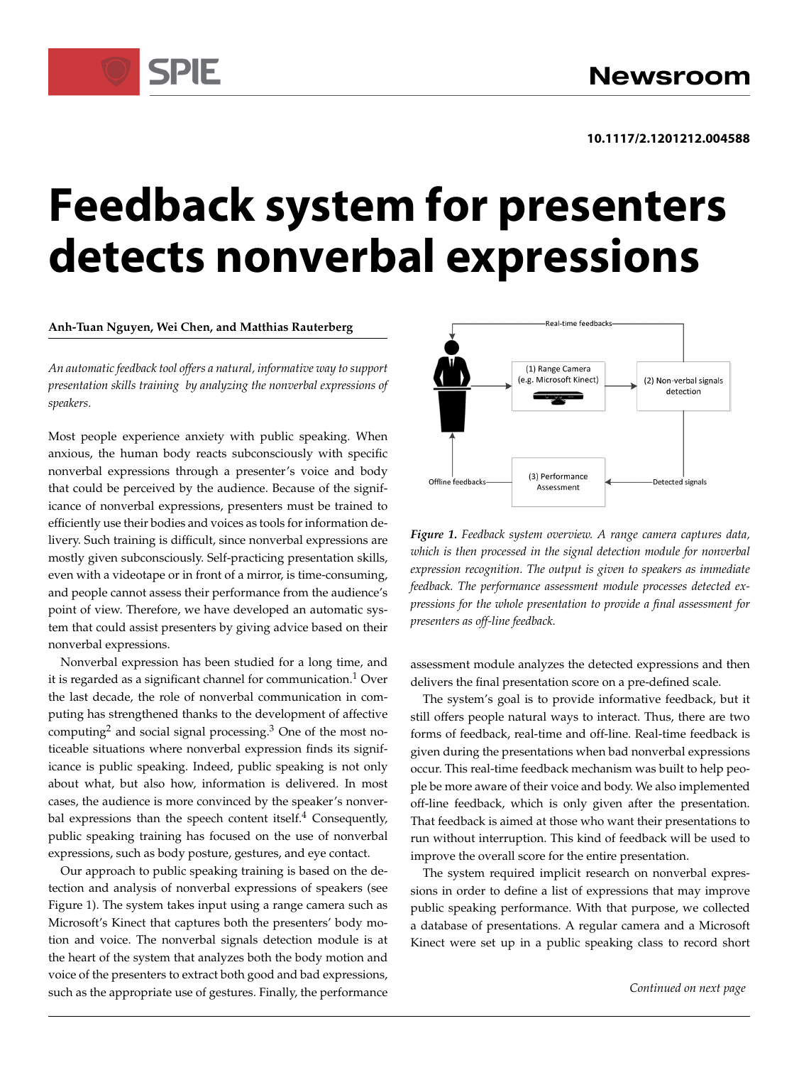10.1117/2.1201212.004588

# Feedback system for presenters detects nonverbal expressions

**Anh-Tuan Nguyen, Wei Chen, and Matthias Rauterberg**

*An automatic feedback tool offers a natural, informative way to support presentation skills training by analyzing the nonverbal expressions of speakers.*

Most people experience anxiety with public speaking. When anxious, the human body reacts subconsciously with specific nonverbal expressions through a presenter's voice and body that could be perceived by the audience. Because of the significance of nonverbal expressions, presenters must be trained to efficiently use their bodies and voices as tools for information delivery. Such training is difficult, since nonverbal expressions are mostly given subconsciously. Self-practicing presentation skills, even with a videotape or in front of a mirror, is time-consuming, and people cannot assess their performance from the audience's point of view. Therefore, we have developed an automatic system that could assist presenters by giving advice based on their nonverbal expressions.

Nonverbal expression has been studied for a long time, and it is regarded as a significant channel for communication.[1] Over the last decade, the role of nonverbal communication in computing has strengthened thanks to the development of affective computing[2] and social signal processing.[3] One of the most noticeable situations where nonverbal expression finds its significance is public speaking. Indeed, public speaking is not only about what, but also how, information is delivered. In most cases, the audience is more convinced by the speaker's nonverbal expressions than the speech content itself.[4] Consequently, public speaking training has focused on the use of nonverbal expressions, such as body posture, gestures, and eye contact.

Our approach to public speaking training is based on the detection and analysis of nonverbal expressions of speakers (see Figure 1). The system takes input using a range camera such as Microsoft's Kinect that captures both the presenters' body motion and voice. The nonverbal signals detection module is at the heart of the system that analyzes both the body motion and voice of the presenters to extract both good and bad expressions, such as the appropriate use of gestures. Finally, the performance assessment module analyzes the detected expressions and then delivers the final presentation score on a pre-defined scale.

*Figure 1. Feedback system overview. A range camera captures data, which is then processed in the signal detection module for nonverbal expression recognition. The output is given to speakers as immediate feedback. The performance assessment module processes detected expressions for the whole presentation to provide a final assessment for presenters as off-line feedback.*

The system's goal is to provide informative feedback, but it still offers people natural ways to interact. Thus, there are two forms of feedback, real-time and off-line. Real-time feedback is given during the presentations when bad nonverbal expressions occur. This real-time feedback mechanism was built to help people be more aware of their voice and body. We also implemented off-line feedback, which is only given after the presentation. That feedback is aimed at those who want their presentations to run without interruption. This kind of feedback will be used to improve the overall score for the entire presentation.

The system required implicit research on nonverbal expressions in order to define a list of expressions that may improve public speaking performance. With that purpose, we collected a database of presentations. A regular camera and a Microsoft Kinect were set up in a public speaking class to record short

*Continued on next page*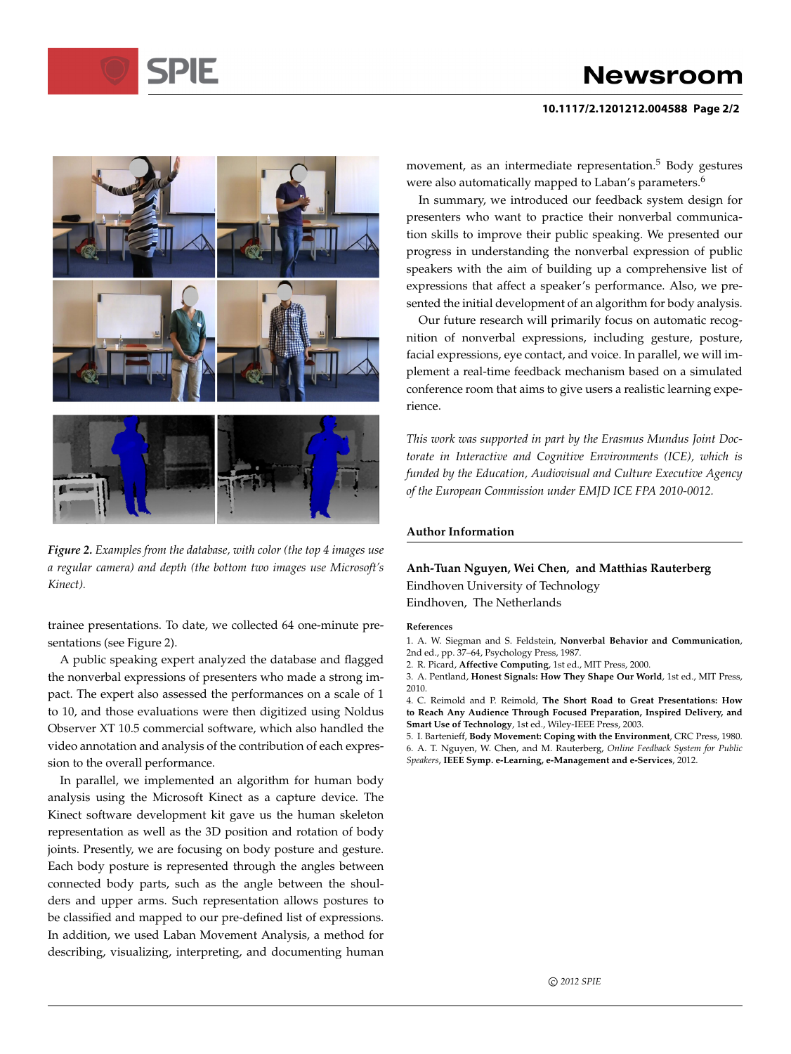*Figure 2. Examples from the database, with color (the top 4 images use a regular camera) and depth (the bottom two images use Microsoft's Kinect).*

trainee presentations. To date, we collected 64 one-minute presentations (see Figure 2).

A public speaking expert analyzed the database and flagged the nonverbal expressions of presenters who made a strong impact. The expert also assessed the performances on a scale of 1 to 10, and those evaluations were then digitized using Noldus Observer XT 10.5 commercial software, which also handled the video annotation and analysis of the contribution of each expression to the overall performance.

In parallel, we implemented an algorithm for human body analysis using the Microsoft Kinect as a capture device. The Kinect software development kit gave us the human skeleton representation as well as the 3D position and rotation of body joints. Presently, we are focusing on body posture and gesture. Each body posture is represented through the angles between connected body parts, such as the angle between the shoulders and upper arms. Such representation allows postures to be classified and mapped to our pre-defined list of expressions. In addition, we used Laban Movement Analysis, a method for describing, visualizing, interpreting, and documenting human movement, as an intermediate representation.[5] Body gestures were also automatically mapped to Laban's parameters.[6]

In summary, we introduced our feedback system design for presenters who want to practice their nonverbal communication skills to improve their public speaking. We presented our progress in understanding the nonverbal expression of public speakers with the aim of building up a comprehensive list of expressions that affect a speaker's performance. Also, we presented the initial development of an algorithm for body analysis.

Our future research will primarily focus on automatic recognition of nonverbal expressions, including gesture, posture, facial expressions, eye contact, and voice. In parallel, we will implement a real-time feedback mechanism based on a simulated conference room that aims to give users a realistic learning experience.

*This work was supported in part by the Erasmus Mundus Joint Doctorate in Interactive and Cognitive Environments (ICE), which is funded by the Education, Audiovisual and Culture Executive Agency of the European Commission under EMJD ICE FPA 2010-0012.*

## Author Information

**Anh-Tuan Nguyen, Wei Chen, and Matthias Rauterberg**
Eindhoven University of Technology
Eindhoven, The Netherlands

#### References

1. A. W. Siegman and S. Feldstein, **Nonverbal Behavior and Communication**, 2nd ed., pp. 37–64, Psychology Press, 1987.
2. R. Picard, **Affective Computing**, 1st ed., MIT Press, 2000.
3. A. Pentland, **Honest Signals: How They Shape Our World**, 1st ed., MIT Press, 2010.
4. C. Reimold and P. Reimold, **The Short Road to Great Presentations: How to Reach Any Audience Through Focused Preparation, Inspired Delivery, and Smart Use of Technology**, 1st ed., Wiley-IEEE Press, 2003.
5. I. Bartenieff, **Body Movement: Coping with the Environment**, CRC Press, 1980.
6. A. T. Nguyen, W. Chen, and M. Rauterberg, *Online Feedback System for Public Speakers*, **IEEE Symp. e-Learning, e-Management and e-Services**, 2012.

© 2012 SPIE